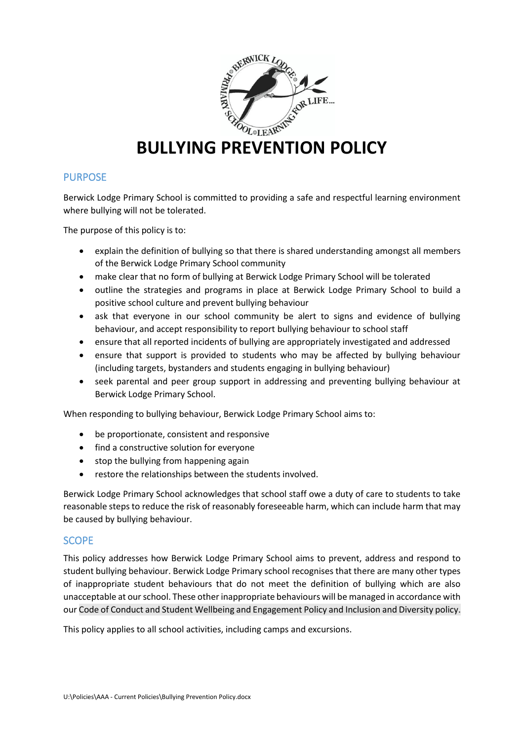# BULLYING PREVENTION POLICY

## PURPOSE

Berwick Lodge Primary School is committed to providing a safe and respectful learning environment where bullying will not be tolerated.

The purpose of this policy is to:

- explain the definition of bullying so that there is shared understanding amongst all members of the Berwick Lodge Primary School community
- make clear that no form of bullying at Berwick Lodge Primary School will be tolerated
- outline the strategies and programs in place at Berwick Lodge Primary School to build a positive school culture and prevent bullying behaviour
- ask that everyone in our school community be alert to signs and evidence of bullying behaviour, and accept responsibility to report bullying behaviour to school staff
- ensure that all reported incidents of bullying are appropriately investigated and addressed
- ensure that support is provided to students who may be affected by bullying behaviour (including targets, bystanders and students engaging in bullying behaviour)
- seek parental and peer group support in addressing and preventing bullying behaviour at Berwick Lodge Primary School.

When responding to bullying behaviour, Berwick Lodge Primary School aims to:

- be proportionate, consistent and responsive
- find a constructive solution for everyone
- stop the bullying from happening again
- restore the relationships between the students involved.

Berwick Lodge Primary School acknowledges that school staff owe a duty of care to students to take reasonable steps to reduce the risk of reasonably foreseeable harm, which can include harm that may be caused by bullying behaviour.

## SCOPE

This policy addresses how Berwick Lodge Primary School aims to prevent, address and respond to student bullying behaviour. Berwick Lodge Primary school recognises that there are many other types of inappropriate student behaviours that do not meet the definition of bullying which are also unacceptable at our school. These other inappropriate behaviours will be managed in accordance with our Code of Conduct and Student Wellbeing and Engagement Policy and Inclusion and Diversity policy.

This policy applies to all school activities, including camps and excursions.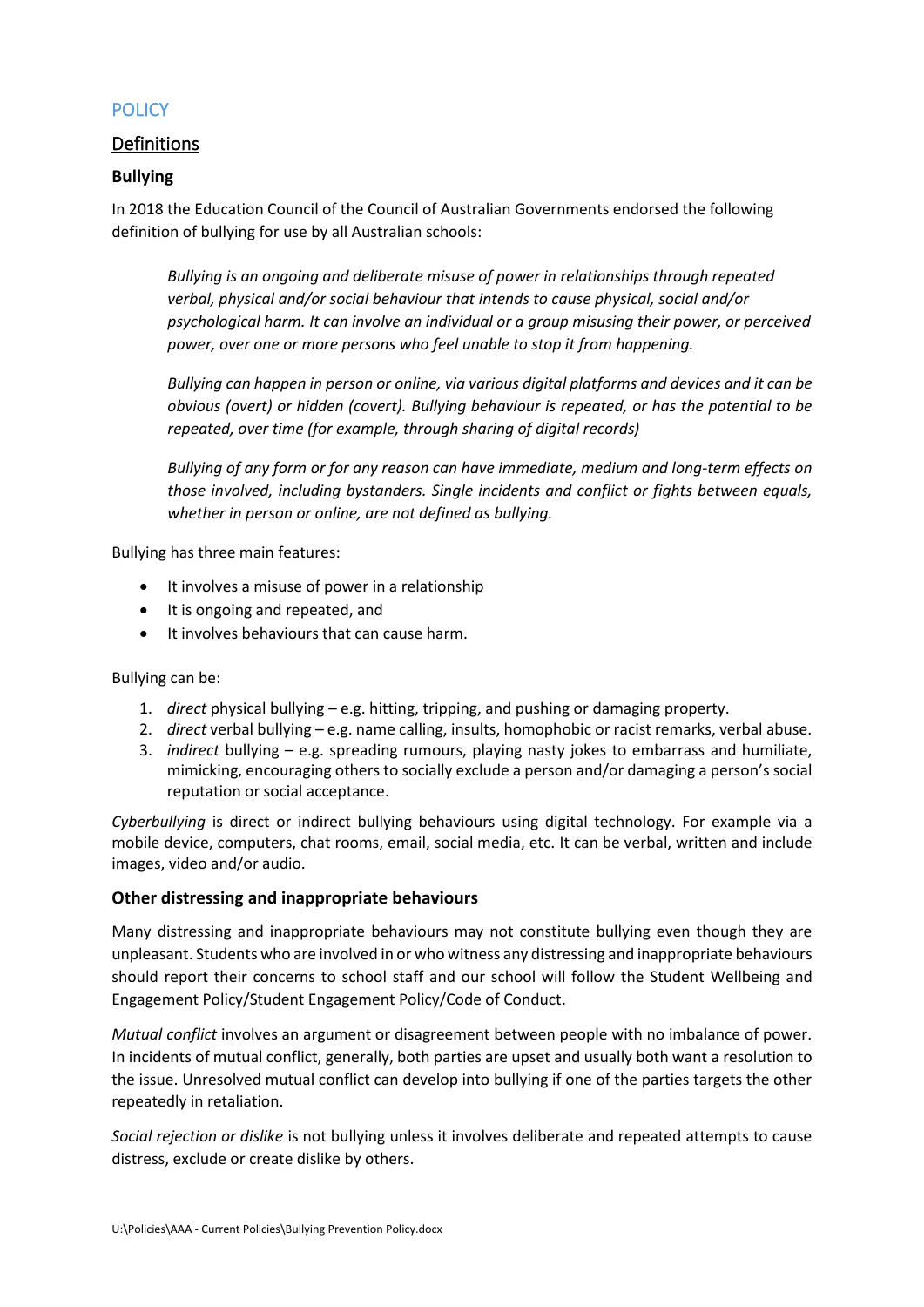# POLICY

## Definitions

### Bullying

In 2018 the Education Council of the Council of Australian Governments endorsed the following definition of bullying for use by all Australian schools:

> *Bullying is an ongoing and deliberate misuse of power in relationships through repeated verbal, physical and/or social behaviour that intends to cause physical, social and/or psychological harm. It can involve an individual or a group misusing their power, or perceived power, over one or more persons who feel unable to stop it from happening.*
>
> *Bullying can happen in person or online, via various digital platforms and devices and it can be obvious (overt) or hidden (covert). Bullying behaviour is repeated, or has the potential to be repeated, over time (for example, through sharing of digital records)*
>
> *Bullying of any form or for any reason can have immediate, medium and long-term effects on those involved, including bystanders. Single incidents and conflict or fights between equals, whether in person or online, are not defined as bullying.*

Bullying has three main features:

- It involves a misuse of power in a relationship
- It is ongoing and repeated, and
- It involves behaviours that can cause harm.

Bullying can be:

1. *direct* physical bullying – e.g. hitting, tripping, and pushing or damaging property.
2. *direct* verbal bullying – e.g. name calling, insults, homophobic or racist remarks, verbal abuse.
3. *indirect* bullying – e.g. spreading rumours, playing nasty jokes to embarrass and humiliate, mimicking, encouraging others to socially exclude a person and/or damaging a person's social reputation or social acceptance.

*Cyberbullying* is direct or indirect bullying behaviours using digital technology. For example via a mobile device, computers, chat rooms, email, social media, etc. It can be verbal, written and include images, video and/or audio.

### Other distressing and inappropriate behaviours

Many distressing and inappropriate behaviours may not constitute bullying even though they are unpleasant. Students who are involved in or who witness any distressing and inappropriate behaviours should report their concerns to school staff and our school will follow the Student Wellbeing and Engagement Policy/Student Engagement Policy/Code of Conduct.

*Mutual conflict* involves an argument or disagreement between people with no imbalance of power. In incidents of mutual conflict, generally, both parties are upset and usually both want a resolution to the issue. Unresolved mutual conflict can develop into bullying if one of the parties targets the other repeatedly in retaliation.

*Social rejection or dislike* is not bullying unless it involves deliberate and repeated attempts to cause distress, exclude or create dislike by others.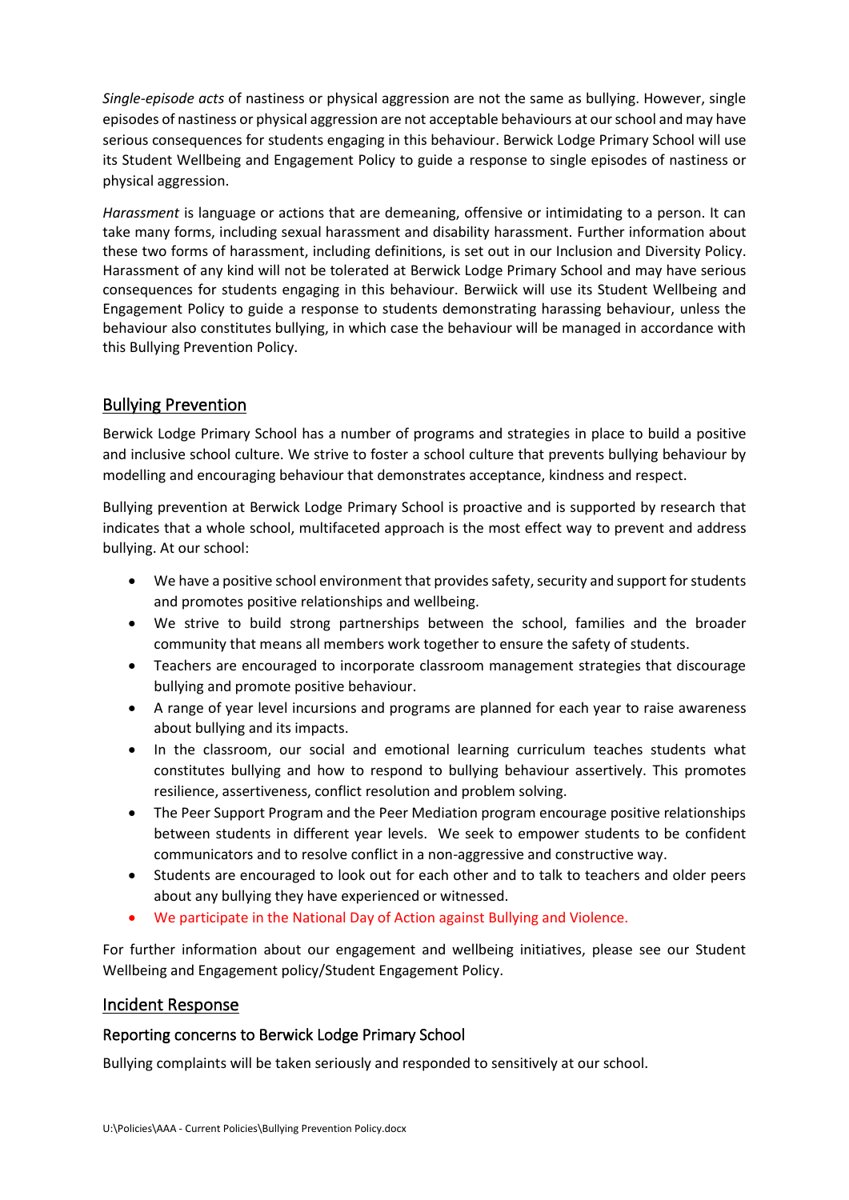*Single-episode acts* of nastiness or physical aggression are not the same as bullying. However, single episodes of nastiness or physical aggression are not acceptable behaviours at our school and may have serious consequences for students engaging in this behaviour. Berwick Lodge Primary School will use its Student Wellbeing and Engagement Policy to guide a response to single episodes of nastiness or physical aggression.

*Harassment* is language or actions that are demeaning, offensive or intimidating to a person. It can take many forms, including sexual harassment and disability harassment. Further information about these two forms of harassment, including definitions, is set out in our Inclusion and Diversity Policy. Harassment of any kind will not be tolerated at Berwick Lodge Primary School and may have serious consequences for students engaging in this behaviour. Berwiick will use its Student Wellbeing and Engagement Policy to guide a response to students demonstrating harassing behaviour, unless the behaviour also constitutes bullying, in which case the behaviour will be managed in accordance with this Bullying Prevention Policy.

## Bullying Prevention

Berwick Lodge Primary School has a number of programs and strategies in place to build a positive and inclusive school culture. We strive to foster a school culture that prevents bullying behaviour by modelling and encouraging behaviour that demonstrates acceptance, kindness and respect.

Bullying prevention at Berwick Lodge Primary School is proactive and is supported by research that indicates that a whole school, multifaceted approach is the most effect way to prevent and address bullying. At our school:

- We have a positive school environment that provides safety, security and support for students and promotes positive relationships and wellbeing.
- We strive to build strong partnerships between the school, families and the broader community that means all members work together to ensure the safety of students.
- Teachers are encouraged to incorporate classroom management strategies that discourage bullying and promote positive behaviour.
- A range of year level incursions and programs are planned for each year to raise awareness about bullying and its impacts.
- In the classroom, our social and emotional learning curriculum teaches students what constitutes bullying and how to respond to bullying behaviour assertively. This promotes resilience, assertiveness, conflict resolution and problem solving.
- The Peer Support Program and the Peer Mediation program encourage positive relationships between students in different year levels. We seek to empower students to be confident communicators and to resolve conflict in a non-aggressive and constructive way.
- Students are encouraged to look out for each other and to talk to teachers and older peers about any bullying they have experienced or witnessed.
- We participate in the National Day of Action against Bullying and Violence.

For further information about our engagement and wellbeing initiatives, please see our Student Wellbeing and Engagement policy/Student Engagement Policy.

## Incident Response

### Reporting concerns to Berwick Lodge Primary School

Bullying complaints will be taken seriously and responded to sensitively at our school.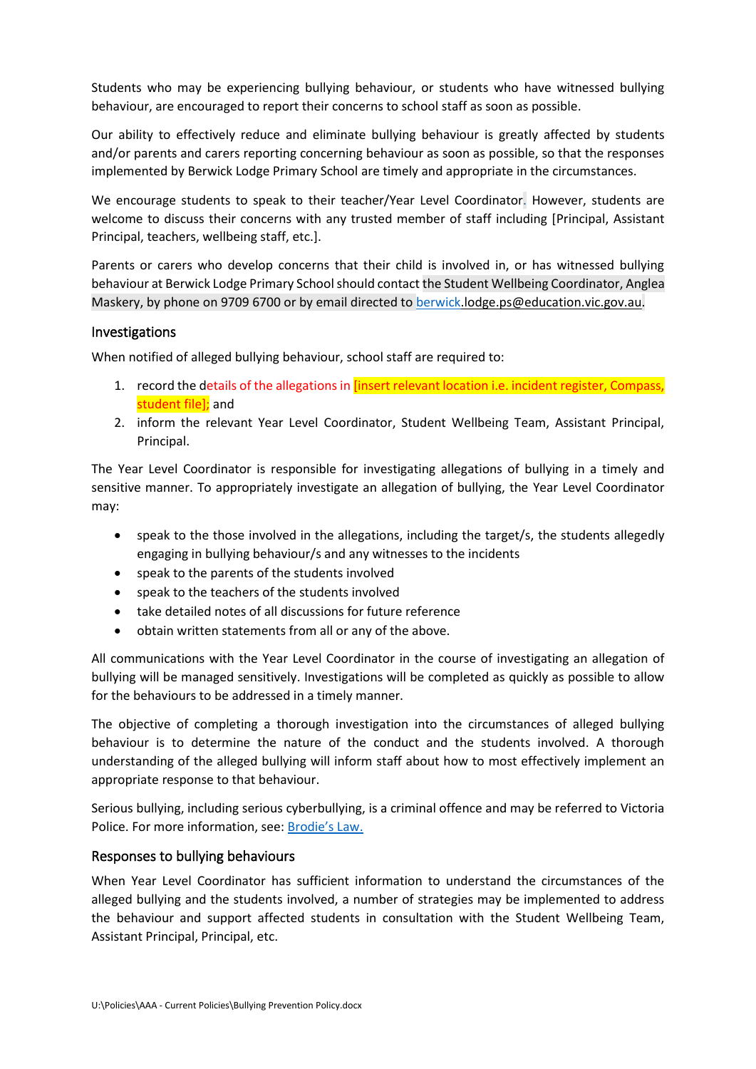Students who may be experiencing bullying behaviour, or students who have witnessed bullying behaviour, are encouraged to report their concerns to school staff as soon as possible.

Our ability to effectively reduce and eliminate bullying behaviour is greatly affected by students and/or parents and carers reporting concerning behaviour as soon as possible, so that the responses implemented by Berwick Lodge Primary School are timely and appropriate in the circumstances.

We encourage students to speak to their teacher/Year Level Coordinator. However, students are welcome to discuss their concerns with any trusted member of staff including [Principal, Assistant Principal, teachers, wellbeing staff, etc.].

Parents or carers who develop concerns that their child is involved in, or has witnessed bullying behaviour at Berwick Lodge Primary School should contact the Student Wellbeing Coordinator, Anglea Maskery, by phone on 9709 6700 or by email directed to berwick.lodge.ps@education.vic.gov.au.

## Investigations

When notified of alleged bullying behaviour, school staff are required to:

1. record the details of the allegations in [insert relevant location i.e. incident register, Compass, student file]; and
2. inform the relevant Year Level Coordinator, Student Wellbeing Team, Assistant Principal, Principal.

The Year Level Coordinator is responsible for investigating allegations of bullying in a timely and sensitive manner. To appropriately investigate an allegation of bullying, the Year Level Coordinator may:

- speak to the those involved in the allegations, including the target/s, the students allegedly engaging in bullying behaviour/s and any witnesses to the incidents
- speak to the parents of the students involved
- speak to the teachers of the students involved
- take detailed notes of all discussions for future reference
- obtain written statements from all or any of the above.

All communications with the Year Level Coordinator in the course of investigating an allegation of bullying will be managed sensitively. Investigations will be completed as quickly as possible to allow for the behaviours to be addressed in a timely manner.

The objective of completing a thorough investigation into the circumstances of alleged bullying behaviour is to determine the nature of the conduct and the students involved. A thorough understanding of the alleged bullying will inform staff about how to most effectively implement an appropriate response to that behaviour.

Serious bullying, including serious cyberbullying, is a criminal offence and may be referred to Victoria Police. For more information, see: Brodie's Law.

## Responses to bullying behaviours

When Year Level Coordinator has sufficient information to understand the circumstances of the alleged bullying and the students involved, a number of strategies may be implemented to address the behaviour and support affected students in consultation with the Student Wellbeing Team, Assistant Principal, Principal, etc.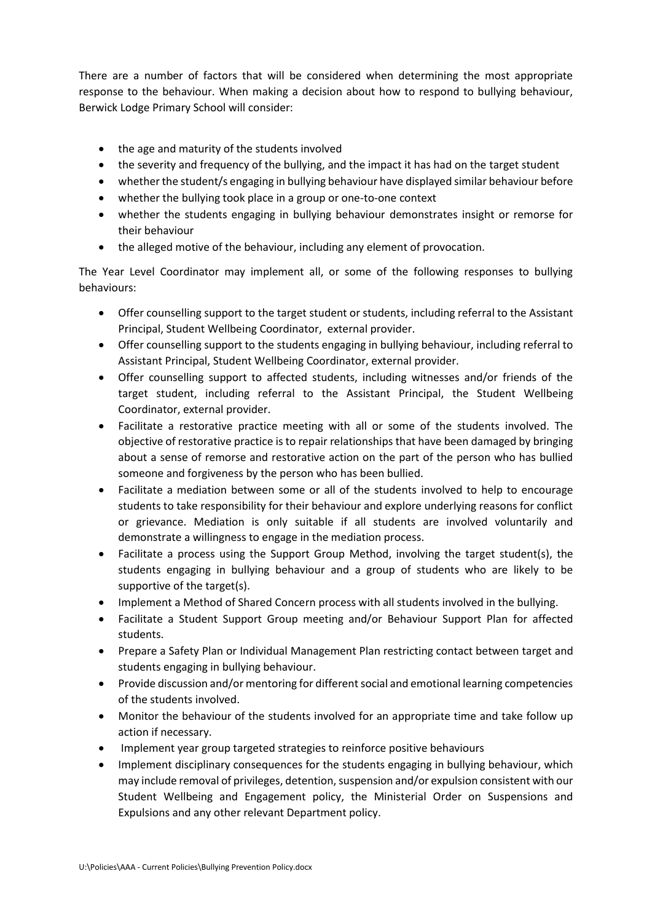There are a number of factors that will be considered when determining the most appropriate response to the behaviour. When making a decision about how to respond to bullying behaviour, Berwick Lodge Primary School will consider:

- the age and maturity of the students involved
- the severity and frequency of the bullying, and the impact it has had on the target student
- whether the student/s engaging in bullying behaviour have displayed similar behaviour before
- whether the bullying took place in a group or one-to-one context
- whether the students engaging in bullying behaviour demonstrates insight or remorse for their behaviour
- the alleged motive of the behaviour, including any element of provocation.

The Year Level Coordinator may implement all, or some of the following responses to bullying behaviours:

- Offer counselling support to the target student or students, including referral to the Assistant Principal, Student Wellbeing Coordinator, external provider.
- Offer counselling support to the students engaging in bullying behaviour, including referral to Assistant Principal, Student Wellbeing Coordinator, external provider.
- Offer counselling support to affected students, including witnesses and/or friends of the target student, including referral to the Assistant Principal, the Student Wellbeing Coordinator, external provider.
- Facilitate a restorative practice meeting with all or some of the students involved. The objective of restorative practice is to repair relationships that have been damaged by bringing about a sense of remorse and restorative action on the part of the person who has bullied someone and forgiveness by the person who has been bullied.
- Facilitate a mediation between some or all of the students involved to help to encourage students to take responsibility for their behaviour and explore underlying reasons for conflict or grievance. Mediation is only suitable if all students are involved voluntarily and demonstrate a willingness to engage in the mediation process.
- Facilitate a process using the Support Group Method, involving the target student(s), the students engaging in bullying behaviour and a group of students who are likely to be supportive of the target(s).
- Implement a Method of Shared Concern process with all students involved in the bullying.
- Facilitate a Student Support Group meeting and/or Behaviour Support Plan for affected students.
- Prepare a Safety Plan or Individual Management Plan restricting contact between target and students engaging in bullying behaviour.
- Provide discussion and/or mentoring for different social and emotional learning competencies of the students involved.
- Monitor the behaviour of the students involved for an appropriate time and take follow up action if necessary.
- Implement year group targeted strategies to reinforce positive behaviours
- Implement disciplinary consequences for the students engaging in bullying behaviour, which may include removal of privileges, detention, suspension and/or expulsion consistent with our Student Wellbeing and Engagement policy, the Ministerial Order on Suspensions and Expulsions and any other relevant Department policy.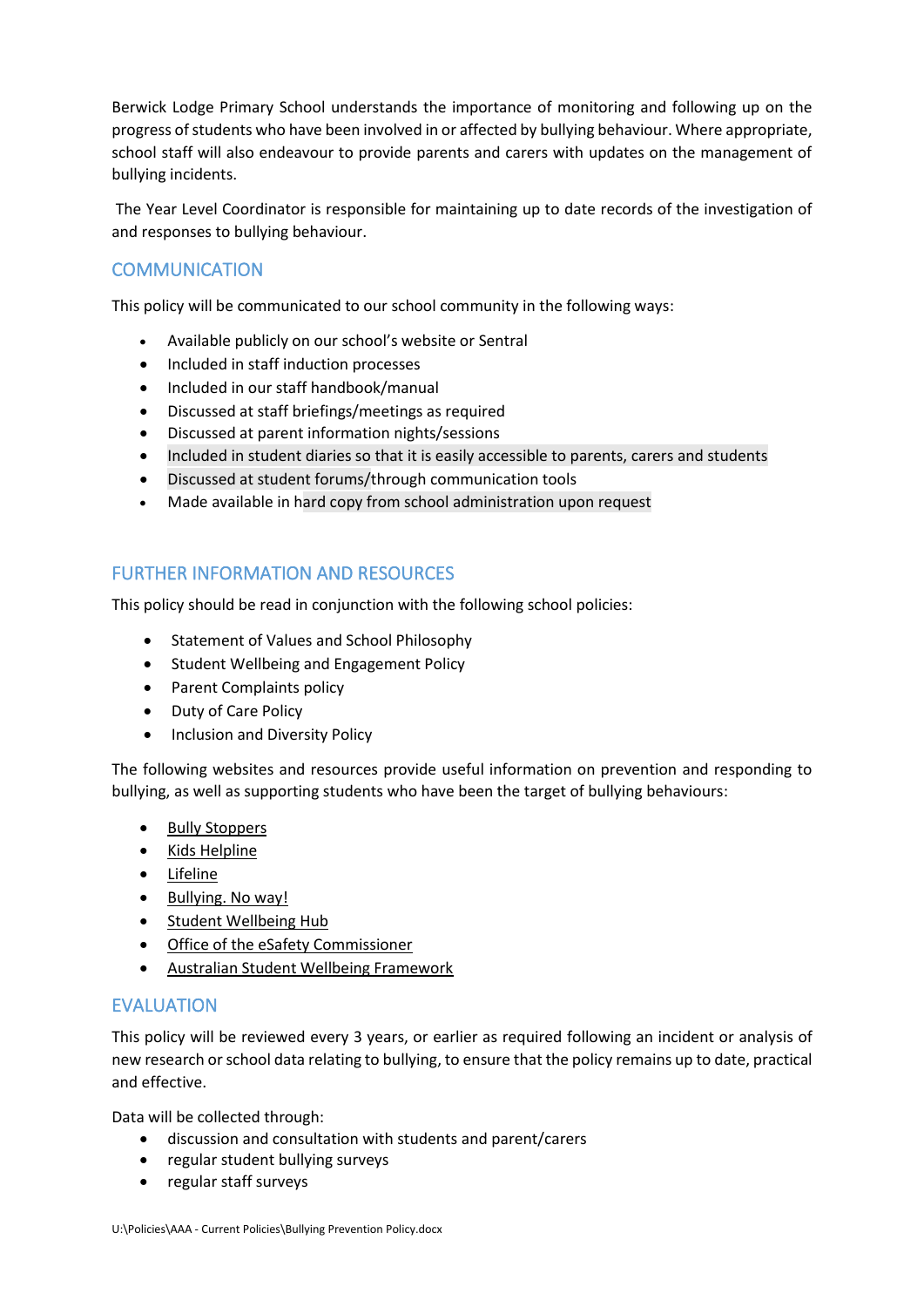Berwick Lodge Primary School understands the importance of monitoring and following up on the progress of students who have been involved in or affected by bullying behaviour. Where appropriate, school staff will also endeavour to provide parents and carers with updates on the management of bullying incidents.

The Year Level Coordinator is responsible for maintaining up to date records of the investigation of and responses to bullying behaviour.

## COMMUNICATION

This policy will be communicated to our school community in the following ways:

- Available publicly on our school's website or Sentral
- Included in staff induction processes
- Included in our staff handbook/manual
- Discussed at staff briefings/meetings as required
- Discussed at parent information nights/sessions
- Included in student diaries so that it is easily accessible to parents, carers and students
- Discussed at student forums/through communication tools
- Made available in hard copy from school administration upon request

## FURTHER INFORMATION AND RESOURCES

This policy should be read in conjunction with the following school policies:

- Statement of Values and School Philosophy
- Student Wellbeing and Engagement Policy
- Parent Complaints policy
- Duty of Care Policy
- Inclusion and Diversity Policy

The following websites and resources provide useful information on prevention and responding to bullying, as well as supporting students who have been the target of bullying behaviours:

- Bully Stoppers
- Kids Helpline
- Lifeline
- Bullying. No way!
- Student Wellbeing Hub
- Office of the eSafety Commissioner
- Australian Student Wellbeing Framework

## EVALUATION

This policy will be reviewed every 3 years, or earlier as required following an incident or analysis of new research or school data relating to bullying, to ensure that the policy remains up to date, practical and effective.

Data will be collected through:

- discussion and consultation with students and parent/carers
- regular student bullying surveys
- regular staff surveys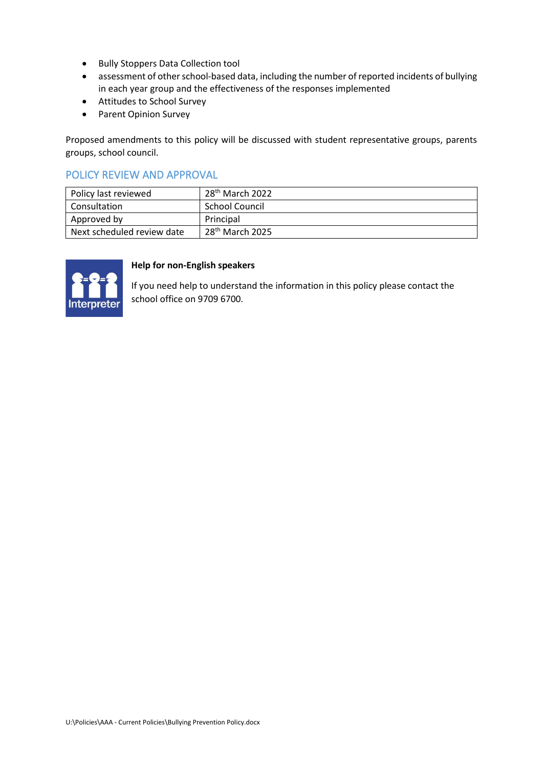- Bully Stoppers Data Collection tool
- assessment of other school-based data, including the number of reported incidents of bullying in each year group and the effectiveness of the responses implemented
- Attitudes to School Survey
- Parent Opinion Survey

Proposed amendments to this policy will be discussed with student representative groups, parents groups, school council.

## POLICY REVIEW AND APPROVAL

| | |
|---|---|
| Policy last reviewed | 28th March 2022 |
| Consultation | School Council |
| Approved by | Principal |
| Next scheduled review date | 28th March 2025 |

**Help for non-English speakers**

If you need help to understand the information in this policy please contact the school office on 9709 6700.

U:\Policies\AAA - Current Policies\Bullying Prevention Policy.docx